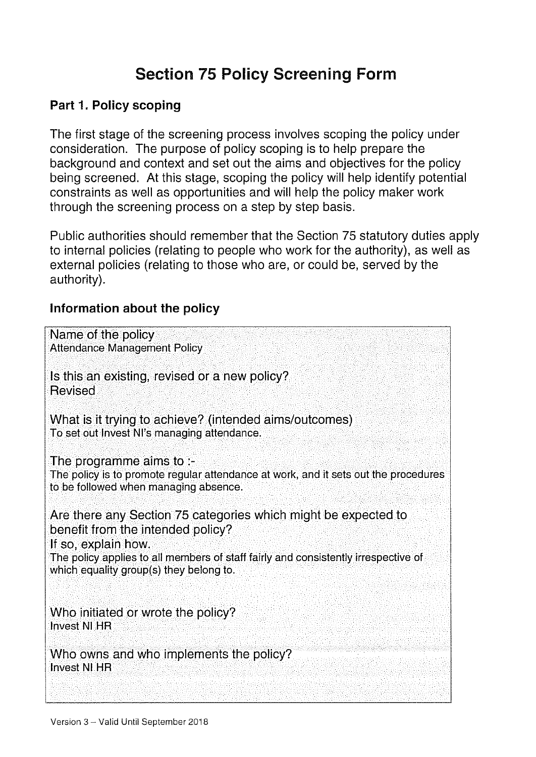# Section 75 Policy Screening Form

## Part 1. Policy scoping

The first stage of the screening process involves scoping the policy under consideration. The purpose of policy scoping is to help prepare the background and context and set out the aims and objectives for the policy being screened. At this stage, scoping the policy will help identify potential constraints as well as opportunities and will help the policy maker work through the screening process on a step by step basis.

Public authorities should remember that the Section 75 statutory duties apply to internal policies (relating to people who work for the authority), as well as external policies (relating to those who are, or could be, served by the authority).

### Information about the policy

Name of the policy
Attendance Management Policy

Is this an existing, revised or a new policy?
Revised

What is it trying to achieve? (intended aims/outcomes)
To set out Invest NI's managing attendance.

The programme aims to :-
The policy is to promote regular attendance at work, and it sets out the procedures to be followed when managing absence.

Are there any Section 75 categories which might be expected to benefit from the intended policy?
If so, explain how.
The policy applies to all members of staff fairly and consistently irrespective of which equality group(s) they belong to.

Who initiated or wrote the policy?
Invest NI HR

Who owns and who implements the policy?
Invest NI HR

Version 3 – Valid Until September 2018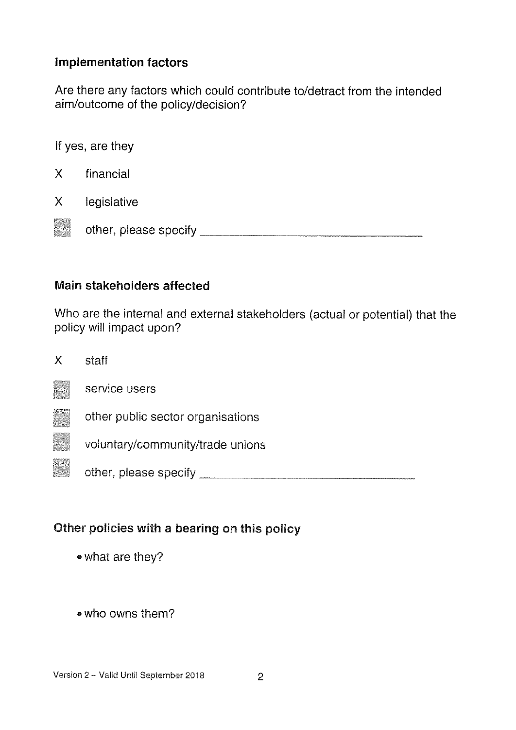### Implementation factors

Are there any factors which could contribute to/detract from the intended aim/outcome of the policy/decision?

If yes, are they

- X financial
- X legislative
- ☐ other, please specify ______________________

### Main stakeholders affected

Who are the internal and external stakeholders (actual or potential) that the policy will impact upon?

- X staff
- ☐ service users
- ☐ other public sector organisations
- ☐ voluntary/community/trade unions
- ☐ other, please specify ______________________

### Other policies with a bearing on this policy

- what are they?

- who owns them?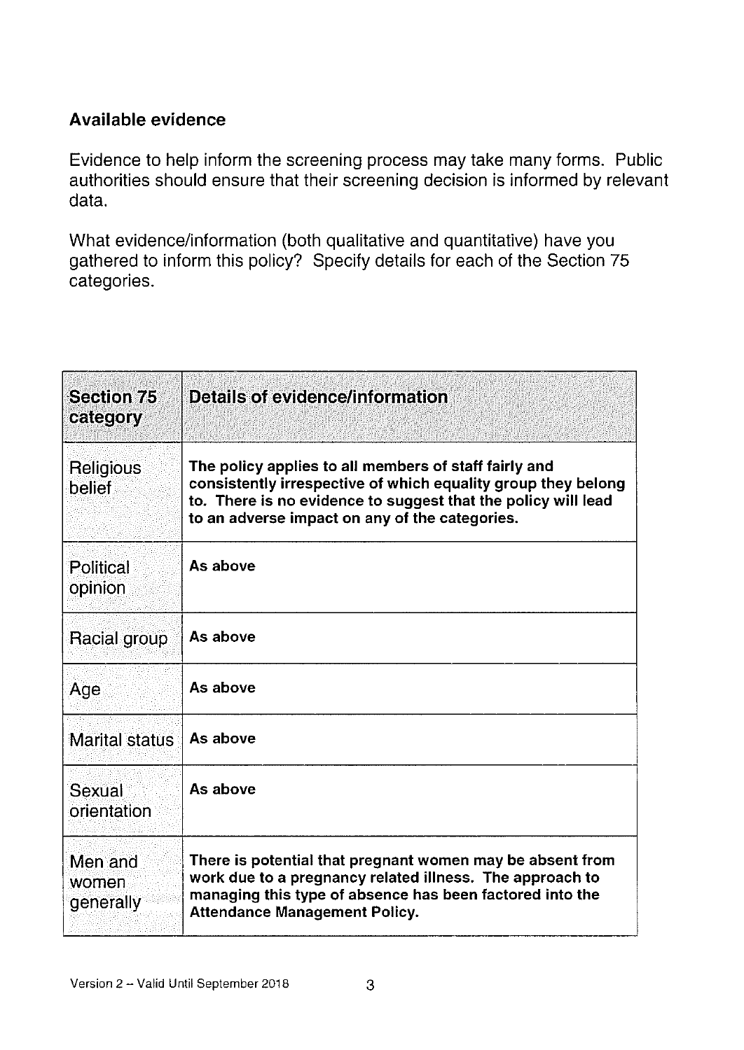### Available evidence

Evidence to help inform the screening process may take many forms. Public authorities should ensure that their screening decision is informed by relevant data.

What evidence/information (both qualitative and quantitative) have you gathered to inform this policy? Specify details for each of the Section 75 categories.

| Section 75 category | Details of evidence/information |
| --- | --- |
| Religious belief | **The policy applies to all members of staff fairly and consistently irrespective of which equality group they belong to. There is no evidence to suggest that the policy will lead to an adverse impact on any of the categories.** |
| Political opinion | **As above** |
| Racial group | **As above** |
| Age | **As above** |
| Marital status | **As above** |
| Sexual orientation | **As above** |
| Men and women generally | **There is potential that pregnant women may be absent from work due to a pregnancy related illness. The approach to managing this type of absence has been factored into the Attendance Management Policy.** |

Version 2 – Valid Until September 2018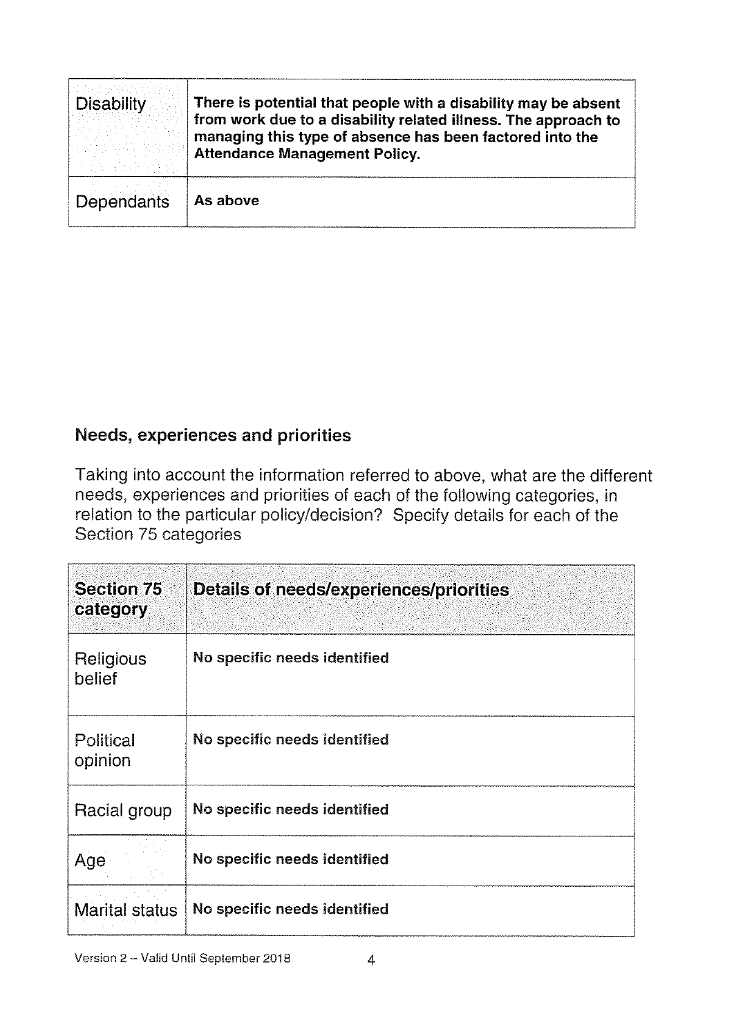| | |
|---|---|
| Disability | **There is potential that people with a disability may be absent from work due to a disability related illness. The approach to managing this type of absence has been factored into the Attendance Management Policy.** |
| Dependants | **As above** |

## Needs, experiences and priorities

Taking into account the information referred to above, what are the different needs, experiences and priorities of each of the following categories, in relation to the particular policy/decision? Specify details for each of the Section 75 categories

| Section 75 category | Details of needs/experiences/priorities |
|---|---|
| Religious belief | **No specific needs identified** |
| Political opinion | **No specific needs identified** |
| Racial group | **No specific needs identified** |
| Age | **No specific needs identified** |
| Marital status | **No specific needs identified** |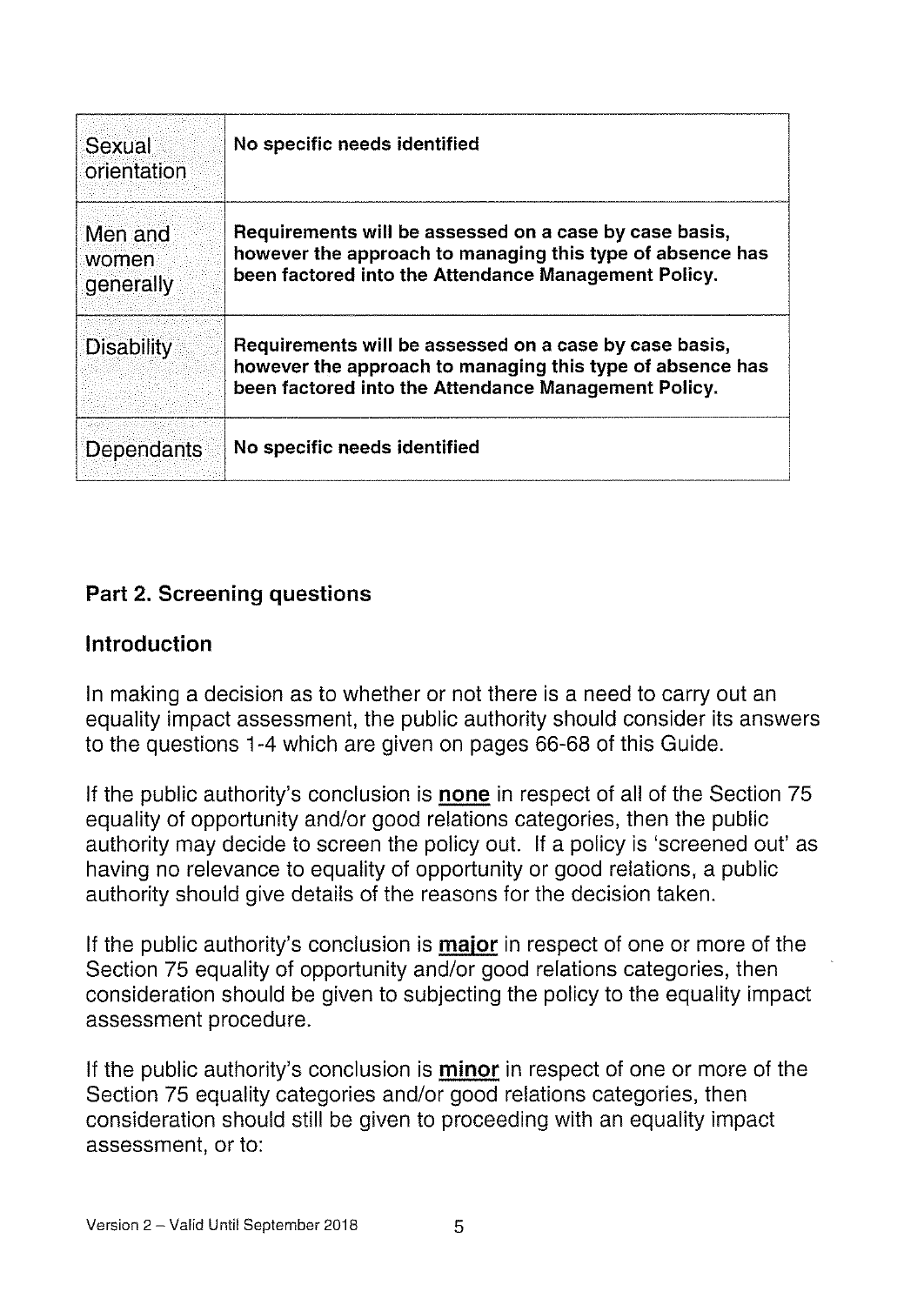| | |
|---|---|
| Sexual orientation | **No specific needs identified** |
| Men and women generally | **Requirements will be assessed on a case by case basis, however the approach to managing this type of absence has been factored into the Attendance Management Policy.** |
| Disability | **Requirements will be assessed on a case by case basis, however the approach to managing this type of absence has been factored into the Attendance Management Policy.** |
| Dependants | **No specific needs identified** |

## Part 2. Screening questions

### Introduction

In making a decision as to whether or not there is a need to carry out an equality impact assessment, the public authority should consider its answers to the questions 1-4 which are given on pages 66-68 of this Guide.

If the public authority's conclusion is **<u>none</u>** in respect of all of the Section 75 equality of opportunity and/or good relations categories, then the public authority may decide to screen the policy out. If a policy is 'screened out' as having no relevance to equality of opportunity or good relations, a public authority should give details of the reasons for the decision taken.

If the public authority's conclusion is **<u>major</u>** in respect of one or more of the Section 75 equality of opportunity and/or good relations categories, then consideration should be given to subjecting the policy to the equality impact assessment procedure.

If the public authority's conclusion is **<u>minor</u>** in respect of one or more of the Section 75 equality categories and/or good relations categories, then consideration should still be given to proceeding with an equality impact assessment, or to: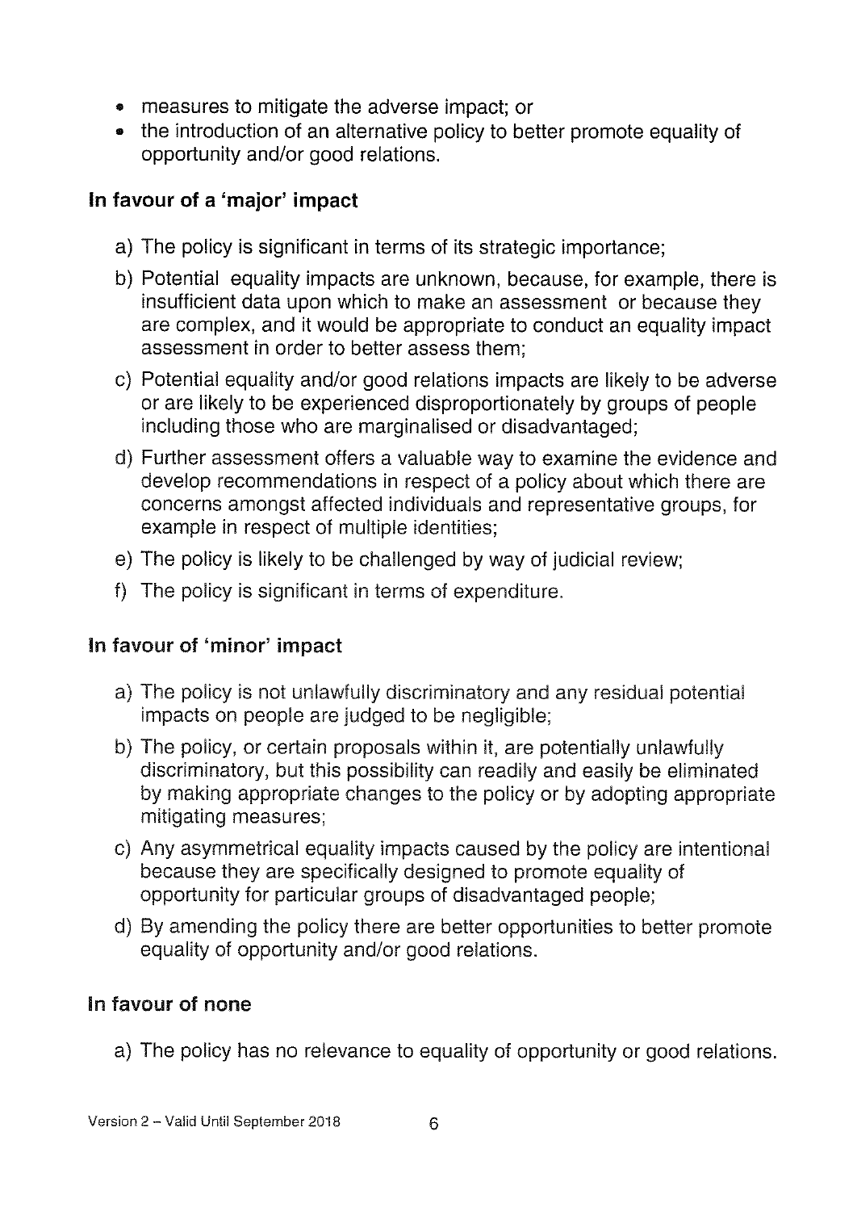- measures to mitigate the adverse impact; or
- the introduction of an alternative policy to better promote equality of opportunity and/or good relations.

### In favour of a 'major' impact

a) The policy is significant in terms of its strategic importance;

b) Potential equality impacts are unknown, because, for example, there is insufficient data upon which to make an assessment or because they are complex, and it would be appropriate to conduct an equality impact assessment in order to better assess them;

c) Potential equality and/or good relations impacts are likely to be adverse or are likely to be experienced disproportionately by groups of people including those who are marginalised or disadvantaged;

d) Further assessment offers a valuable way to examine the evidence and develop recommendations in respect of a policy about which there are concerns amongst affected individuals and representative groups, for example in respect of multiple identities;

e) The policy is likely to be challenged by way of judicial review;

f) The policy is significant in terms of expenditure.

### In favour of 'minor' impact

a) The policy is not unlawfully discriminatory and any residual potential impacts on people are judged to be negligible;

b) The policy, or certain proposals within it, are potentially unlawfully discriminatory, but this possibility can readily and easily be eliminated by making appropriate changes to the policy or by adopting appropriate mitigating measures;

c) Any asymmetrical equality impacts caused by the policy are intentional because they are specifically designed to promote equality of opportunity for particular groups of disadvantaged people;

d) By amending the policy there are better opportunities to better promote equality of opportunity and/or good relations.

### In favour of none

a) The policy has no relevance to equality of opportunity or good relations.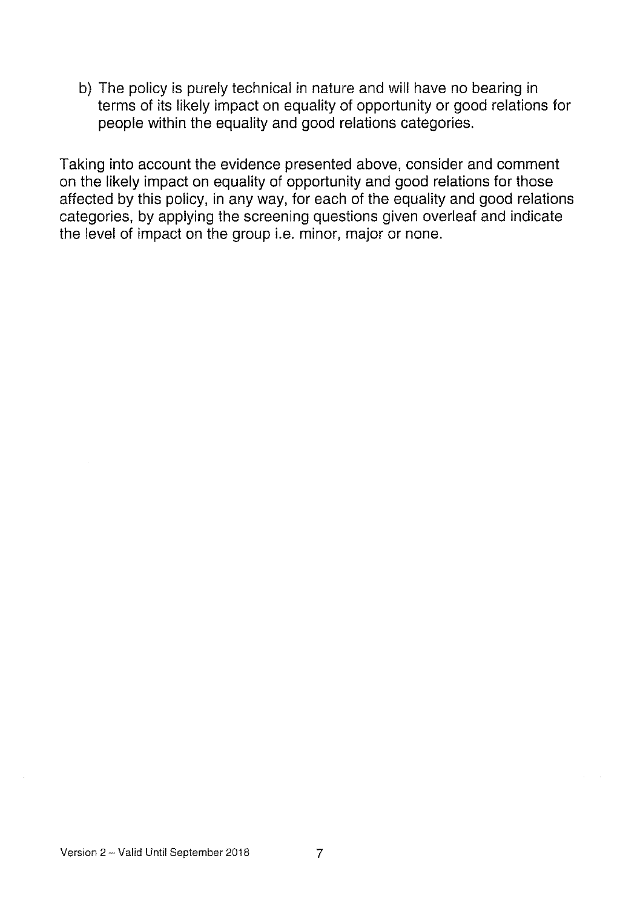b) The policy is purely technical in nature and will have no bearing in terms of its likely impact on equality of opportunity or good relations for people within the equality and good relations categories.

Taking into account the evidence presented above, consider and comment on the likely impact on equality of opportunity and good relations for those affected by this policy, in any way, for each of the equality and good relations categories, by applying the screening questions given overleaf and indicate the level of impact on the group i.e. minor, major or none.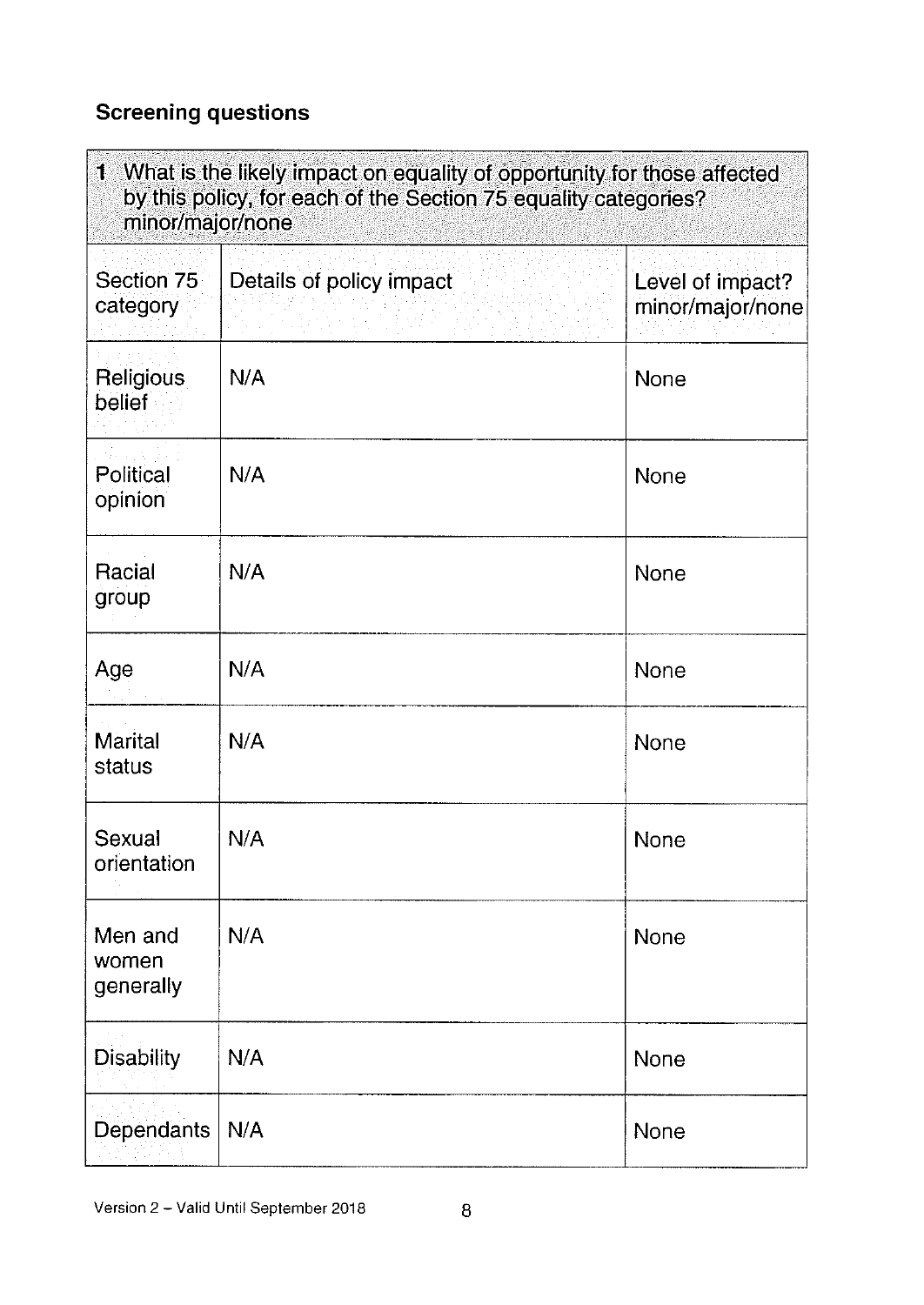## Screening questions

| 1 What is the likely impact on equality of opportunity for those affected by this policy, for each of the Section 75 equality categories? minor/major/none | | |
|---|---|---|
| Section 75 category | Details of policy impact | Level of impact? minor/major/none |
| Religious belief | N/A | None |
| Political opinion | N/A | None |
| Racial group | N/A | None |
| Age | N/A | None |
| Marital status | N/A | None |
| Sexual orientation | N/A | None |
| Men and women generally | N/A | None |
| Disability | N/A | None |
| Dependants | N/A | None |

Version 2 – Valid Until September 2018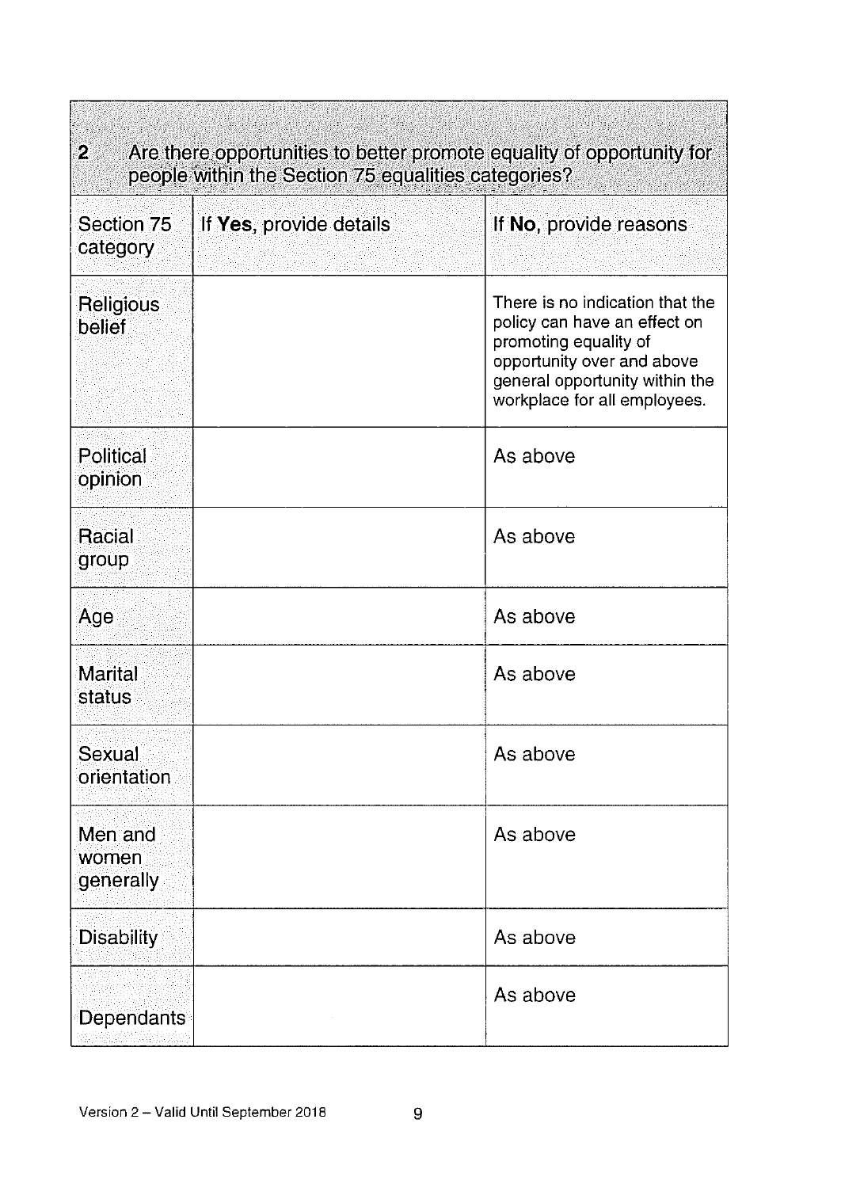| 2 Are there opportunities to better promote equality of opportunity for people within the Section 75 equalities categories? | | |
|---|---|---|
| Section 75 category | If **Yes**, provide details | If **No**, provide reasons |
| Religious belief | | There is no indication that the policy can have an effect on promoting equality of opportunity over and above general opportunity within the workplace for all employees. |
| Political opinion | | As above |
| Racial group | | As above |
| Age | | As above |
| Marital status | | As above |
| Sexual orientation | | As above |
| Men and women generally | | As above |
| Disability | | As above |
| Dependants | | As above |

Version 2 – Valid Until September 2018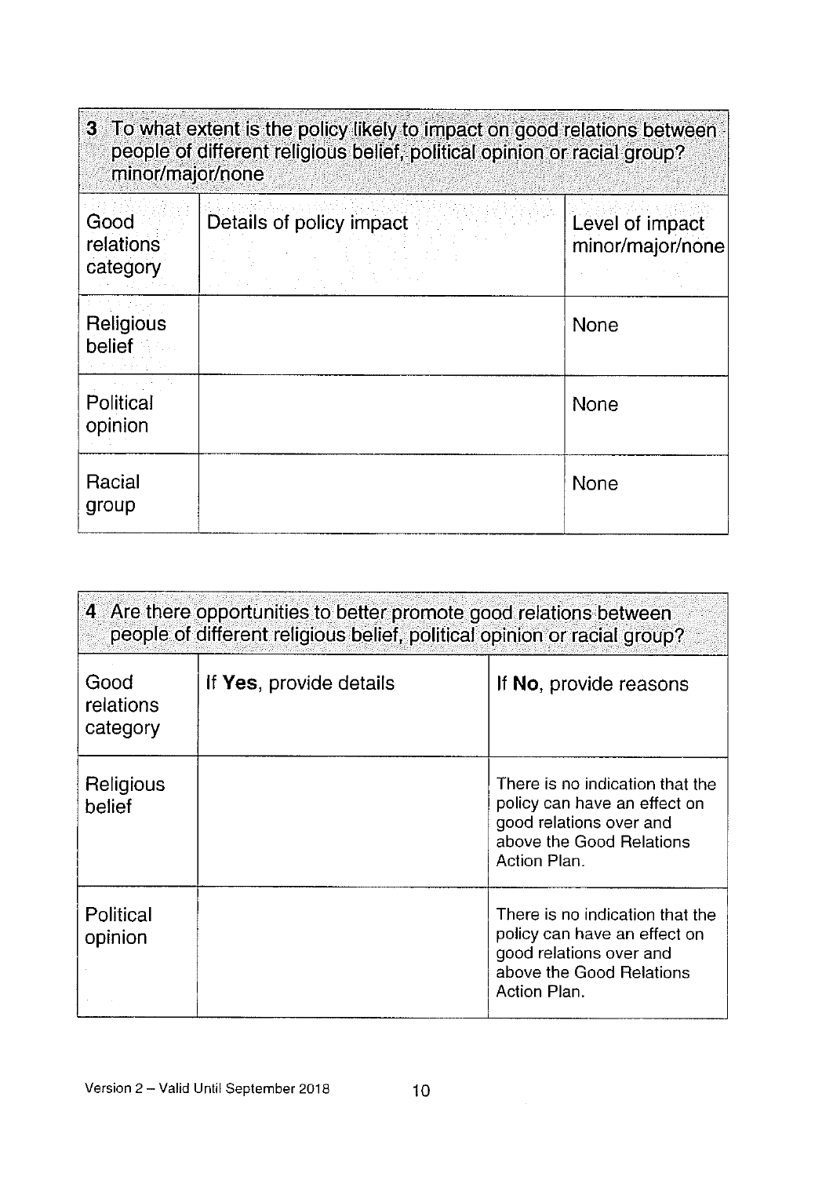| **3** To what extent is the policy likely to impact on good relations between people of different religious belief, political opinion or racial group? minor/major/none | | |
| --- | --- | --- |
| Good relations category | Details of policy impact | Level of impact minor/major/none |
| Religious belief | | None |
| Political opinion | | None |
| Racial group | | None |

| **4** Are there opportunities to better promote good relations between people of different religious belief, political opinion or racial group? | | |
| --- | --- | --- |
| Good relations category | If **Yes**, provide details | If **No**, provide reasons |
| Religious belief | | There is no indication that the policy can have an effect on good relations over and above the Good Relations Action Plan. |
| Political opinion | | There is no indication that the policy can have an effect on good relations over and above the Good Relations Action Plan. |

Version 2 – Valid Until September 2018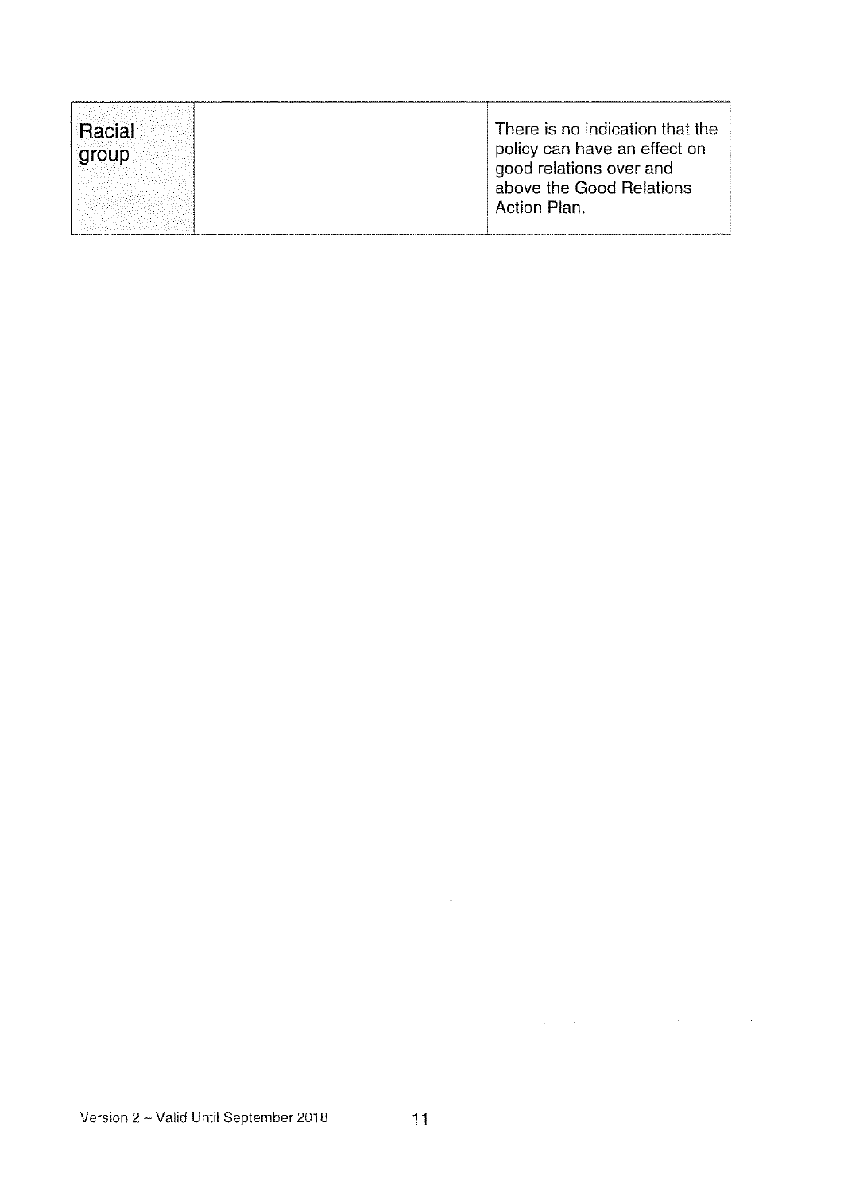| | | |
|---|---|---|
| Racial group | | There is no indication that the policy can have an effect on good relations over and above the Good Relations Action Plan. |

Version 2 – Valid Until September 2018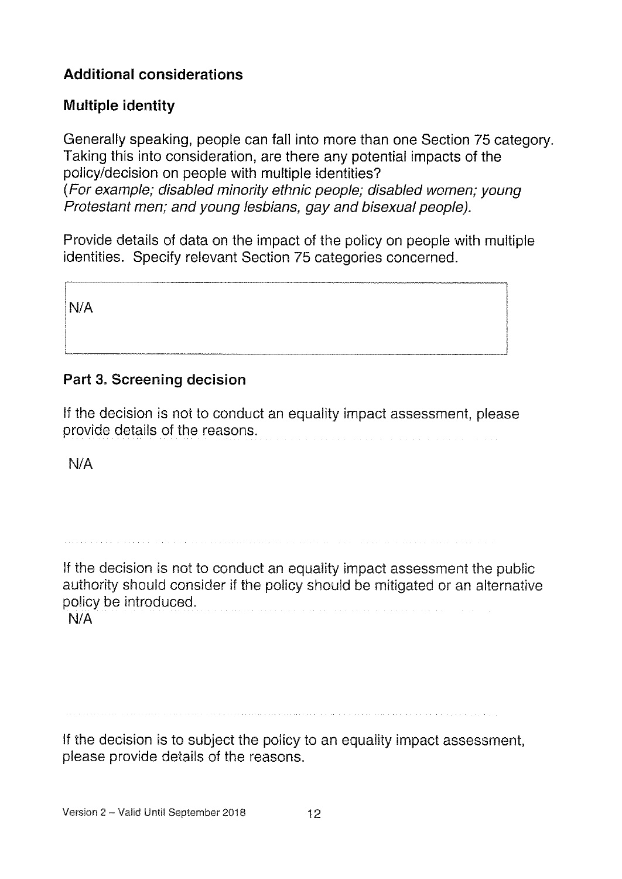### Additional considerations

### Multiple identity

Generally speaking, people can fall into more than one Section 75 category. Taking this into consideration, are there any potential impacts of the policy/decision on people with multiple identities?
(*For example; disabled minority ethnic people; disabled women; young Protestant men; and young lesbians, gay and bisexual people).*

Provide details of data on the impact of the policy on people with multiple identities. Specify relevant Section 75 categories concerned.

| N/A |
|---|

### Part 3. Screening decision

If the decision is not to conduct an equality impact assessment, please provide details of the reasons.

N/A

If the decision is not to conduct an equality impact assessment the public authority should consider if the policy should be mitigated or an alternative policy be introduced.

N/A

If the decision is to subject the policy to an equality impact assessment, please provide details of the reasons.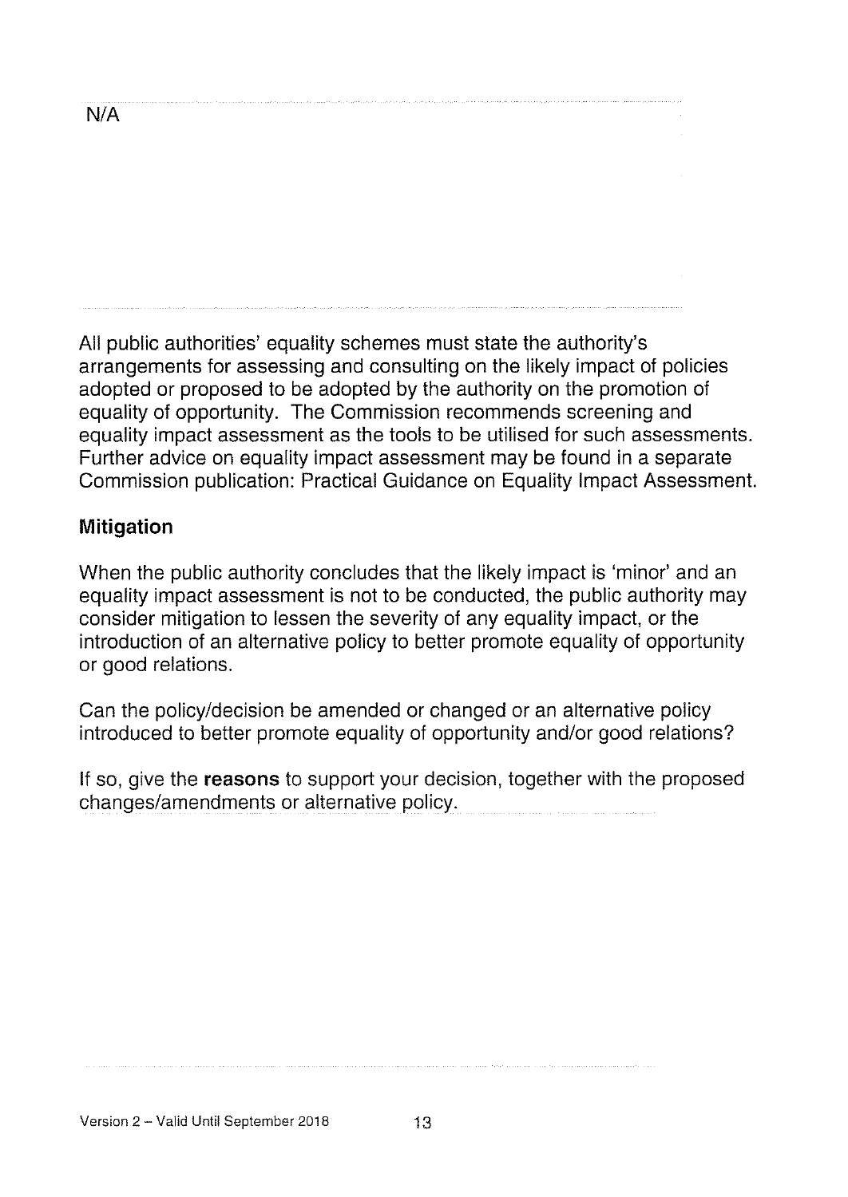N/A

All public authorities' equality schemes must state the authority's arrangements for assessing and consulting on the likely impact of policies adopted or proposed to be adopted by the authority on the promotion of equality of opportunity. The Commission recommends screening and equality impact assessment as the tools to be utilised for such assessments. Further advice on equality impact assessment may be found in a separate Commission publication: Practical Guidance on Equality Impact Assessment.

### Mitigation

When the public authority concludes that the likely impact is 'minor' and an equality impact assessment is not to be conducted, the public authority may consider mitigation to lessen the severity of any equality impact, or the introduction of an alternative policy to better promote equality of opportunity or good relations.

Can the policy/decision be amended or changed or an alternative policy introduced to better promote equality of opportunity and/or good relations?

If so, give the **reasons** to support your decision, together with the proposed changes/amendments or alternative policy.

Version 2 – Valid Until September 2018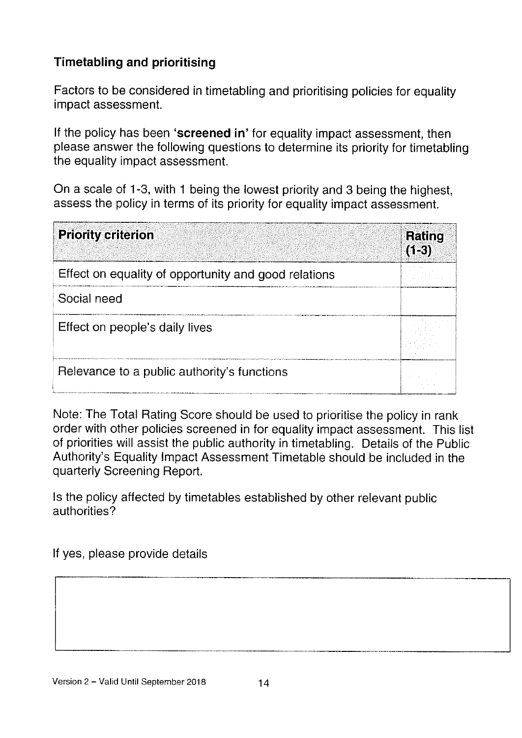## Timetabling and prioritising

Factors to be considered in timetabling and prioritising policies for equality impact assessment.

If the policy has been **'screened in'** for equality impact assessment, then please answer the following questions to determine its priority for timetabling the equality impact assessment.

On a scale of 1-3, with 1 being the lowest priority and 3 being the highest, assess the policy in terms of its priority for equality impact assessment.

| Priority criterion | Rating (1-3) |
|---|---|
| Effect on equality of opportunity and good relations | |
| Social need | |
| Effect on people's daily lives | |
| Relevance to a public authority's functions | |

Note: The Total Rating Score should be used to prioritise the policy in rank order with other policies screened in for equality impact assessment. This list of priorities will assist the public authority in timetabling. Details of the Public Authority's Equality Impact Assessment Timetable should be included in the quarterly Screening Report.

Is the policy affected by timetables established by other relevant public authorities?

If yes, please provide details

| |
|---|
| |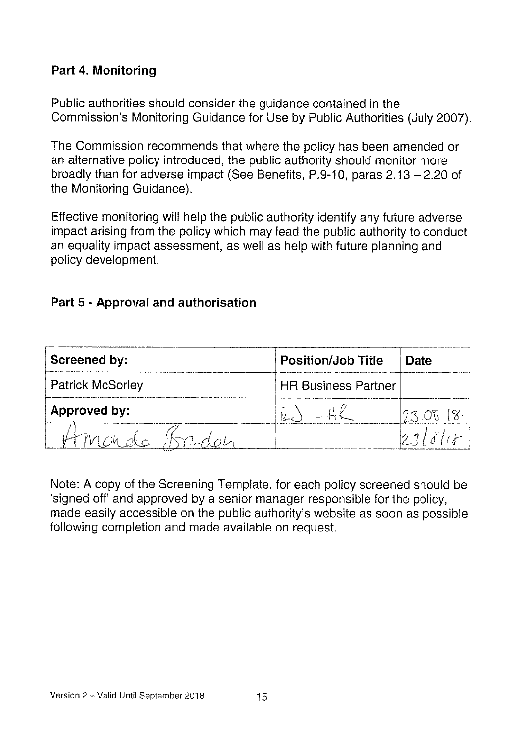## Part 4. Monitoring

Public authorities should consider the guidance contained in the Commission's Monitoring Guidance for Use by Public Authorities (July 2007).

The Commission recommends that where the policy has been amended or an alternative policy introduced, the public authority should monitor more broadly than for adverse impact (See Benefits, P.9-10, paras 2.13 – 2.20 of the Monitoring Guidance).

Effective monitoring will help the public authority identify any future adverse impact arising from the policy which may lead the public authority to conduct an equality impact assessment, as well as help with future planning and policy development.

## Part 5 - Approval and authorisation

| **Screened by:** | **Position/Job Title** | **Date** |
|---|---|---|
| Patrick McSorley | HR Business Partner | |
| **Approved by:** | ED - HR | 23.08.18. |
| Amanda Braden | | 23/8/18 |

Note: A copy of the Screening Template, for each policy screened should be 'signed off' and approved by a senior manager responsible for the policy, made easily accessible on the public authority's website as soon as possible following completion and made available on request.

Version 2 – Valid Until September 2018